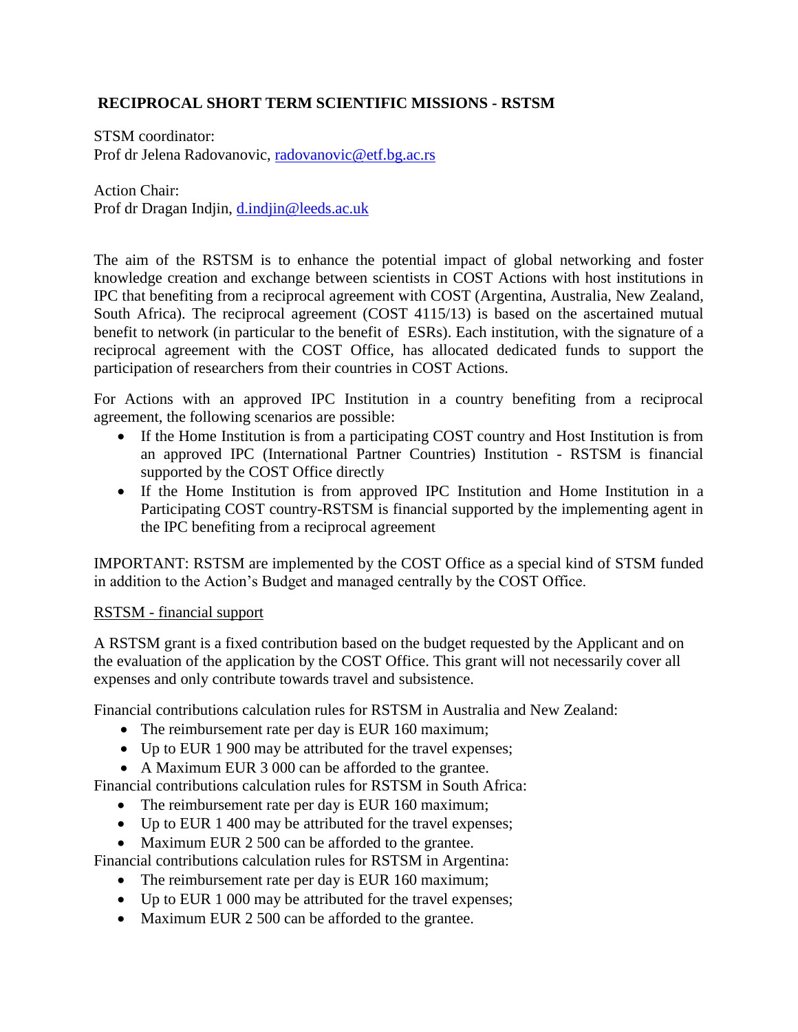# RECIPROCAL SHORT TERM SCIENTIFIC MISSIONS - RSTSM

STSM coordinator:
Prof dr Jelena Radovanovic, radovanovic@etf.bg.ac.rs

Action Chair:
Prof dr Dragan Indjin, d.indjin@leeds.ac.uk

The aim of the RSTSM is to enhance the potential impact of global networking and foster knowledge creation and exchange between scientists in COST Actions with host institutions in IPC that benefiting from a reciprocal agreement with COST (Argentina, Australia, New Zealand, South Africa). The reciprocal agreement (COST 4115/13) is based on the ascertained mutual benefit to network (in particular to the benefit of ESRs). Each institution, with the signature of a reciprocal agreement with the COST Office, has allocated dedicated funds to support the participation of researchers from their countries in COST Actions.

For Actions with an approved IPC Institution in a country benefiting from a reciprocal agreement, the following scenarios are possible:

- If the Home Institution is from a participating COST country and Host Institution is from an approved IPC (International Partner Countries) Institution - RSTSM is financial supported by the COST Office directly
- If the Home Institution is from approved IPC Institution and Home Institution in a Participating COST country-RSTSM is financial supported by the implementing agent in the IPC benefiting from a reciprocal agreement

IMPORTANT: RSTSM are implemented by the COST Office as a special kind of STSM funded in addition to the Action's Budget and managed centrally by the COST Office.

<u>RSTSM - financial support</u>

A RSTSM grant is a fixed contribution based on the budget requested by the Applicant and on the evaluation of the application by the COST Office. This grant will not necessarily cover all expenses and only contribute towards travel and subsistence.

Financial contributions calculation rules for RSTSM in Australia and New Zealand:

- The reimbursement rate per day is EUR 160 maximum;
- Up to EUR 1 900 may be attributed for the travel expenses;
- A Maximum EUR 3 000 can be afforded to the grantee.

Financial contributions calculation rules for RSTSM in South Africa:

- The reimbursement rate per day is EUR 160 maximum;
- Up to EUR 1 400 may be attributed for the travel expenses;
- Maximum EUR 2 500 can be afforded to the grantee.

Financial contributions calculation rules for RSTSM in Argentina:

- The reimbursement rate per day is EUR 160 maximum;
- Up to EUR 1 000 may be attributed for the travel expenses;
- Maximum EUR 2 500 can be afforded to the grantee.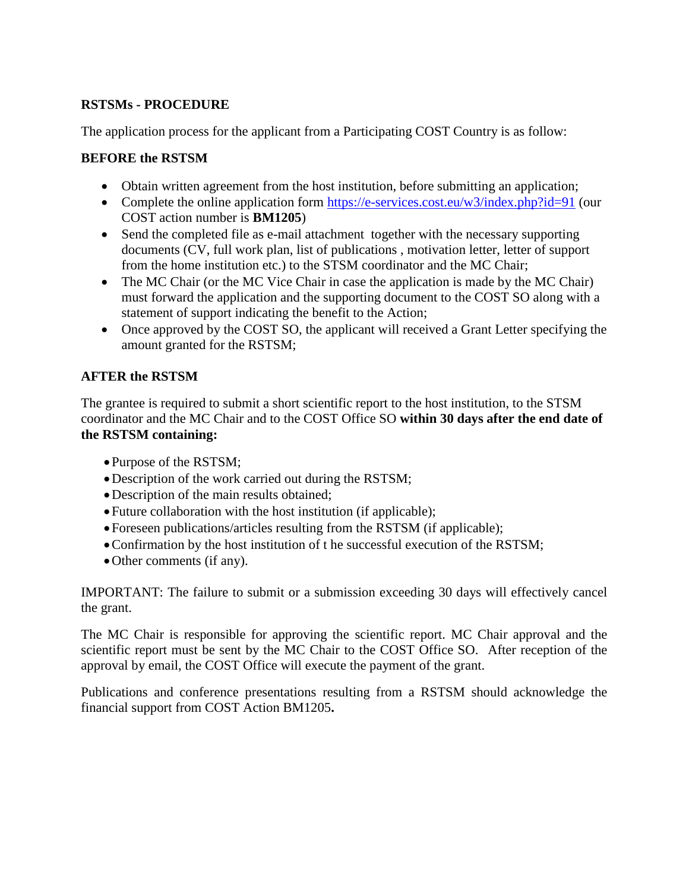**RSTSMs - PROCEDURE**

The application process for the applicant from a Participating COST Country is as follow:

**BEFORE the RSTSM**

- Obtain written agreement from the host institution, before submitting an application;
- Complete the online application form https://e-services.cost.eu/w3/index.php?id=91 (our COST action number is **BM1205**)
- Send the completed file as e-mail attachment together with the necessary supporting documents (CV, full work plan, list of publications , motivation letter, letter of support from the home institution etc.) to the STSM coordinator and the MC Chair;
- The MC Chair (or the MC Vice Chair in case the application is made by the MC Chair) must forward the application and the supporting document to the COST SO along with a statement of support indicating the benefit to the Action;
- Once approved by the COST SO, the applicant will received a Grant Letter specifying the amount granted for the RSTSM;

**AFTER the RSTSM**

The grantee is required to submit a short scientific report to the host institution, to the STSM coordinator and the MC Chair and to the COST Office SO **within 30 days after the end date of the RSTSM containing:**

- Purpose of the RSTSM;
- Description of the work carried out during the RSTSM;
- Description of the main results obtained;
- Future collaboration with the host institution (if applicable);
- Foreseen publications/articles resulting from the RSTSM (if applicable);
- Confirmation by the host institution of t he successful execution of the RSTSM;
- Other comments (if any).

IMPORTANT: The failure to submit or a submission exceeding 30 days will effectively cancel the grant.

The MC Chair is responsible for approving the scientific report. MC Chair approval and the scientific report must be sent by the MC Chair to the COST Office SO. After reception of the approval by email, the COST Office will execute the payment of the grant.

Publications and conference presentations resulting from a RSTSM should acknowledge the financial support from COST Action BM1205**.**